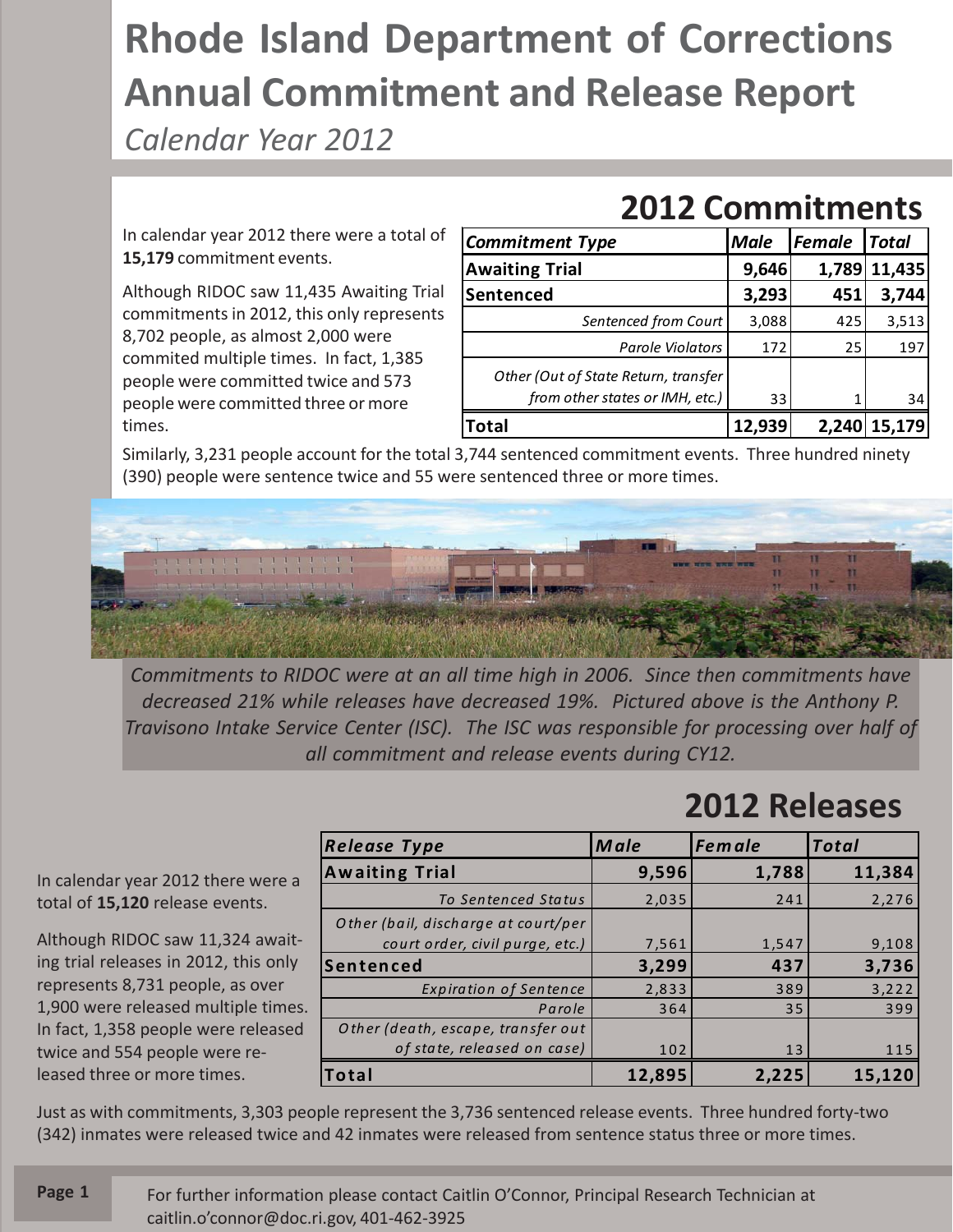# Rhode Island Department of Corrections Annual Commitment and Release Report

*Calendar Year 2012*

## 2012 Commitments

In calendar year 2012 there were a total of **15,179** commitment events.

Although RIDOC saw 11,435 Awaiting Trial commitments in 2012, this only represents 8,702 people, as almost 2,000 were commited multiple times. In fact, 1,385 people were committed twice and 573 people were committed three or more times.

| *Commitment Type* | *Male* | *Female* | *Total* |
|---|---|---|---|
| **Awaiting Trial** | **9,646** | **1,789** | **11,435** |
| **Sentenced** | **3,293** | **451** | **3,744** |
| *Sentenced from Court* | 3,088 | 425 | 3,513 |
| *Parole Violators* | 172 | 25 | 197 |
| *Other (Out of State Return, transfer from other states or IMH, etc.)* | 33 | 1 | 34 |
| **Total** | **12,939** | **2,240** | **15,179** |

Similarly, 3,231 people account for the total 3,744 sentenced commitment events. Three hundred ninety (390) people were sentence twice and 55 were sentenced three or more times.

*Commitments to RIDOC were at an all time high in 2006. Since then commitments have decreased 21% while releases have decreased 19%. Pictured above is the Anthony P. Travisono Intake Service Center (ISC). The ISC was responsible for processing over half of all commitment and release events during CY12.*

## 2012 Releases

In calendar year 2012 there were a total of **15,120** release events.

Although RIDOC saw 11,324 awaiting trial releases in 2012, this only represents 8,731 people, as over 1,900 were released multiple times. In fact, 1,358 people were released twice and 554 people were released three or more times.

| *Release Type* | *Male* | *Female* | *Total* |
|---|---|---|---|
| **Awaiting Trial** | **9,596** | **1,788** | **11,384** |
| *To Sentenced Status* | 2,035 | 241 | 2,276 |
| *Other (bail, discharge at court/per court order, civil purge, etc.)* | 7,561 | 1,547 | 9,108 |
| **Sentenced** | **3,299** | **437** | **3,736** |
| *Expiration of Sentence* | 2,833 | 389 | 3,222 |
| *Parole* | 364 | 35 | 399 |
| *Other (death, escape, transfer out of state, released on case)* | 102 | 13 | 115 |
| **Total** | **12,895** | **2,225** | **15,120** |

Just as with commitments, 3,303 people represent the 3,736 sentenced release events. Three hundred forty-two (342) inmates were released twice and 42 inmates were released from sentence status three or more times.

For further information please contact Caitlin O'Connor, Principal Research Technician at caitlin.o'connor@doc.ri.gov, 401-462-3925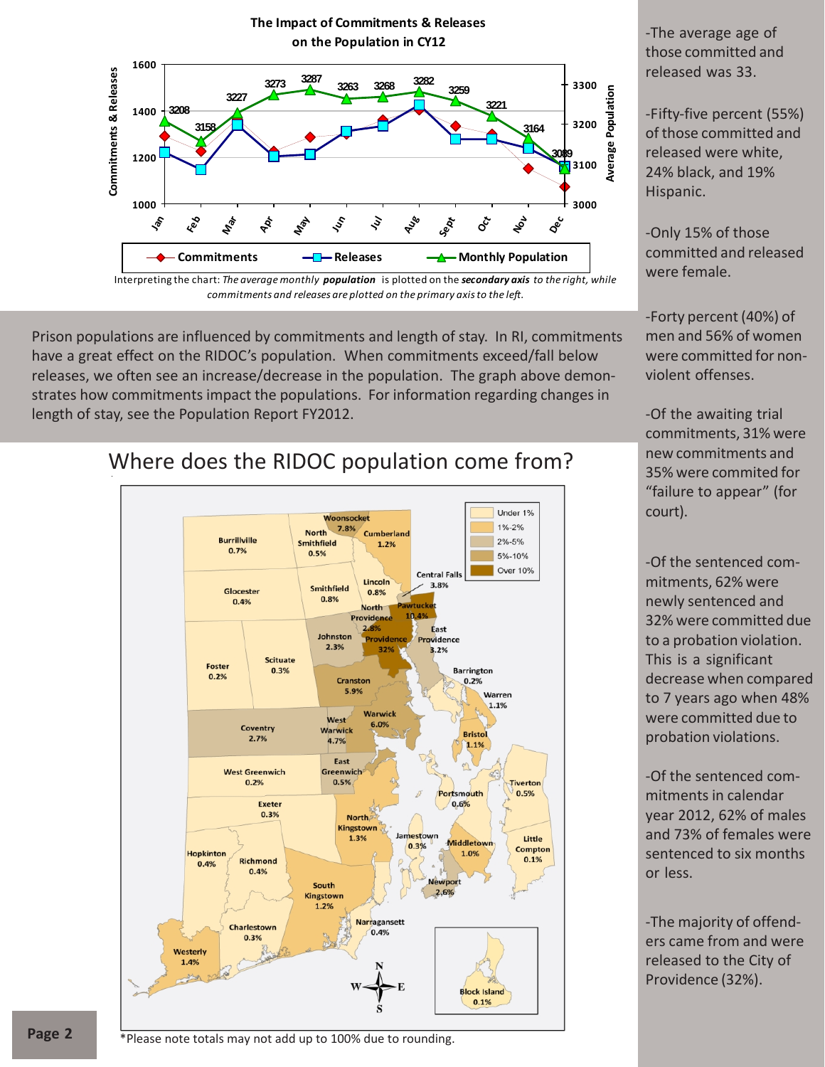**The Impact of Commitments & Releases on the Population in CY12**

Commitments & Releases

Average Population

1600, 1400, 1200, 1000

3300, 3200, 3100, 3000

3208, 3158, 3227, 3273, 3287, 3263, 3268, 3282, 3259, 3221, 3164, 3089

Jan, Feb, Mar, Apr, May, Jun, Jul, Aug, Sept, Oct, Nov, Dec

Commitments — Releases — Monthly Population

Interpreting the chart: *The average monthly* ***population*** *is plotted on the* ***secondary axis*** *to the right, while commitments and releases are plotted on the primary axis to the left.*

Prison populations are influenced by commitments and length of stay. In RI, commitments have a great effect on the RIDOC's population. When commitments exceed/fall below releases, we often see an increase/decrease in the population. The graph above demonstrates how commitments impact the populations. For information regarding changes in length of stay, see the Population Report FY2012.

## Where does the RIDOC population come from?

Under 1%, 1%-2%, 2%-5%, 5%-10%, Over 10%

Woonsocket 7.8%, North Smithfield 0.5%, Cumberland 1.2%, Burrillville 0.7%, Glocester 0.4%, Smithfield 0.8%, Lincoln 0.8%, Central Falls 3.8%, Pawtucket 10.4%, North Providence 2.8%, Johnston 2.3%, Providence 32%, East Providence 3.2%, Foster 0.2%, Scituate 0.3%, Cranston 5.9%, Barrington 0.2%, Warren 1.1%, Coventry 2.7%, West Warwick 4.7%, Warwick 6.0%, Bristol 1.1%, West Greenwich 0.2%, East Greenwich 0.5%, Portsmouth 0.6%, Tiverton 0.5%, Exeter 0.3%, North Kingstown 1.3%, Jamestown 0.3%, Middletown 1.0%, Little Compton 0.1%, Hopkinton 0.4%, Richmond 0.4%, Newport 2.6%, South Kingstown 1.2%, Charlestown 0.3%, Narragansett 0.4%, Westerly 1.4%, Block Island 0.1%

N, S, E, W

*Please note totals may not add up to 100% due to rounding.

-The average age of those committed and released was 33.

-Fifty-five percent (55%) of those committed and released were white, 24% black, and 19% Hispanic.

-Only 15% of those committed and released were female.

-Forty percent (40%) of men and 56% of women were committed for non-violent offenses.

-Of the awaiting trial commitments, 31% were new commitments and 35% were commited for "failure to appear" (for court).

-Of the sentenced commitments, 62% were newly sentenced and 32% were committed due to a probation violation. This is a significant decrease when compared to 7 years ago when 48% were committed due to probation violations.

-Of the sentenced commitments in calendar year 2012, 62% of males and 73% of females were sentenced to six months or less.

-The majority of offenders came from and were released to the City of Providence (32%).